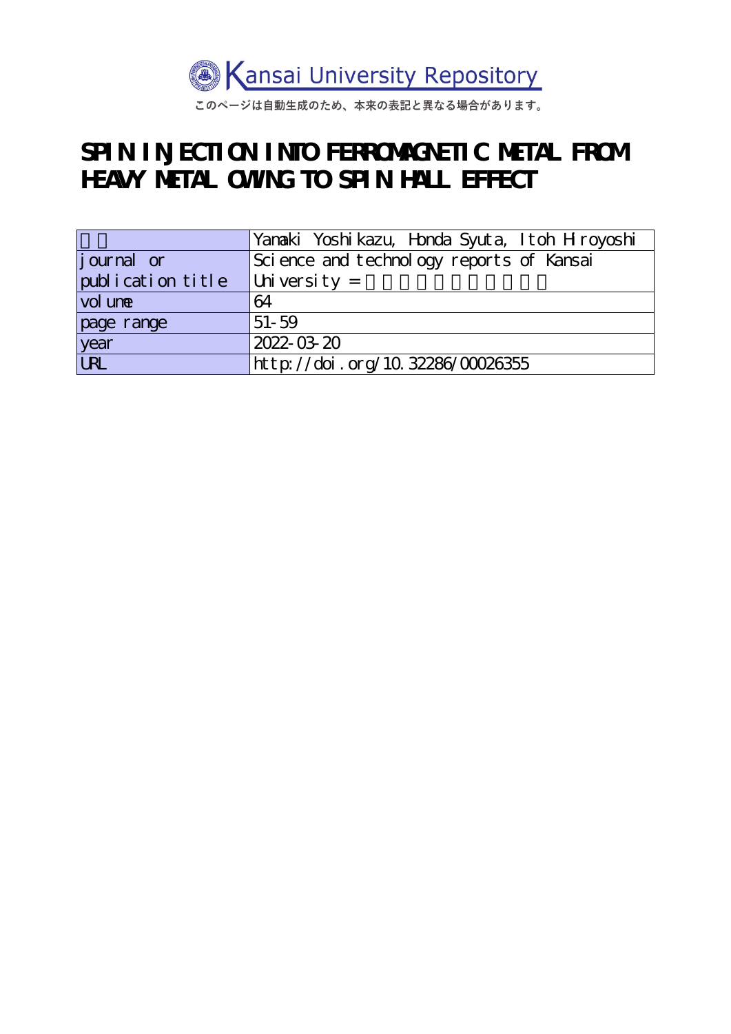Kansai University Repository

このページは自動生成のため、本来の表記と異なる場合があります。

# SPIN INJECTION INTO FERROMAGNETIC METAL FROM HEAVY METAL OWING TO SPIN HALL EFFECT

| 著者 | Yamaki Yoshikazu, Honda Syuta, Itoh Hiroyoshi |
| --- | --- |
| journal or publication title | Science and technology reports of Kansai University = 関西大学理工学研究報告 |
| volume | 64 |
| page range | 51-59 |
| year | 2022-03-20 |
| URL | http://doi.org/10.32286/00026355 |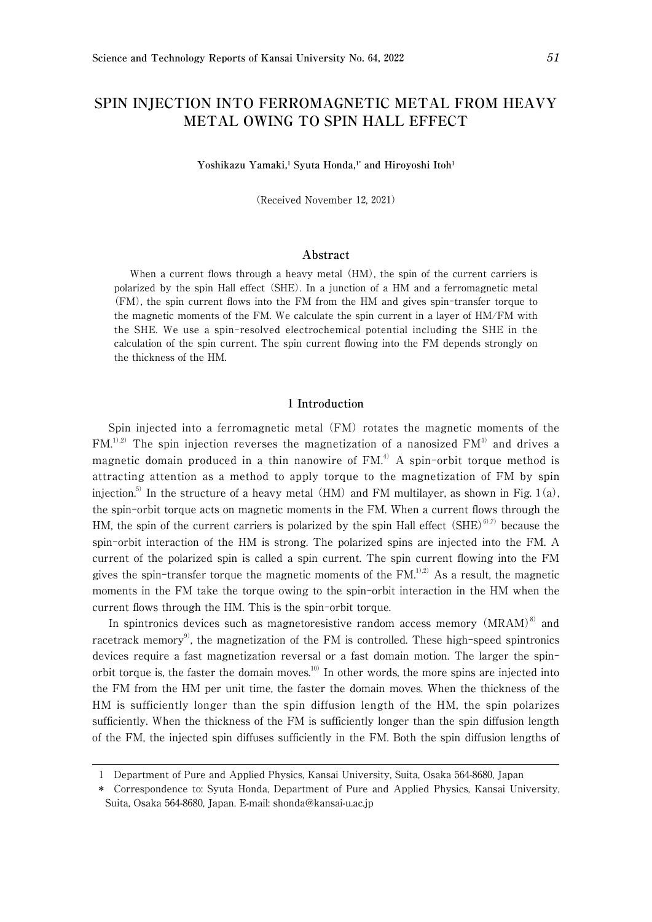# SPIN INJECTION INTO FERROMAGNETIC METAL FROM HEAVY METAL OWING TO SPIN HALL EFFECT

**Yoshikazu Yamaki,[1] Syuta Honda,[1*] and Hiroyoshi Itoh[1]**

(Received November 12, 2021)

## Abstract

When a current flows through a heavy metal (HM), the spin of the current carriers is polarized by the spin Hall effect (SHE). In a junction of a HM and a ferromagnetic metal (FM), the spin current flows into the FM from the HM and gives spin-transfer torque to the magnetic moments of the FM. We calculate the spin current in a layer of HM/FM with the SHE. We use a spin-resolved electrochemical potential including the SHE in the calculation of the spin current. The spin current flowing into the FM depends strongly on the thickness of the HM.

## 1 Introduction

Spin injected into a ferromagnetic metal (FM) rotates the magnetic moments of the FM.[1),2)] The spin injection reverses the magnetization of a nanosized FM[3)] and drives a magnetic domain produced in a thin nanowire of FM.[4)] A spin-orbit torque method is attracting attention as a method to apply torque to the magnetization of FM by spin injection.[5)] In the structure of a heavy metal (HM) and FM multilayer, as shown in Fig. 1(a), the spin-orbit torque acts on magnetic moments in the FM. When a current flows through the HM, the spin of the current carriers is polarized by the spin Hall effect (SHE)[6),7)] because the spin-orbit interaction of the HM is strong. The polarized spins are injected into the FM. A current of the polarized spin is called a spin current. The spin current flowing into the FM gives the spin-transfer torque the magnetic moments of the FM.[1),2)] As a result, the magnetic moments in the FM take the torque owing to the spin-orbit interaction in the HM when the current flows through the HM. This is the spin-orbit torque.

In spintronics devices such as magnetoresistive random access memory (MRAM)[8)] and racetrack memory[9)], the magnetization of the FM is controlled. These high-speed spintronics devices require a fast magnetization reversal or a fast domain motion. The larger the spin-orbit torque is, the faster the domain moves.[10)] In other words, the more spins are injected into the FM from the HM per unit time, the faster the domain moves. When the thickness of the HM is sufficiently longer than the spin diffusion length of the HM, the spin polarizes sufficiently. When the thickness of the FM is sufficiently longer than the spin diffusion length of the FM, the injected spin diffuses sufficiently in the FM. Both the spin diffusion lengths of

---

1 Department of Pure and Applied Physics, Kansai University, Suita, Osaka 564-8680, Japan

\* Correspondence to: Syuta Honda, Department of Pure and Applied Physics, Kansai University, Suita, Osaka 564-8680, Japan. E-mail: shonda@kansai-u.ac.jp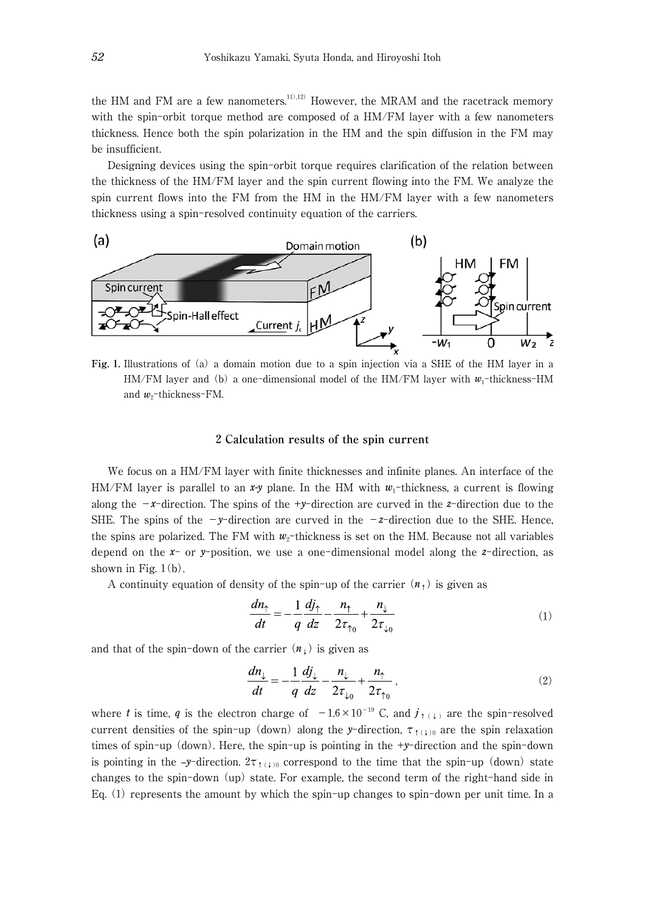the HM and FM are a few nanometers.[11),12)] However, the MRAM and the racetrack memory with the spin-orbit torque method are composed of a HM/FM layer with a few nanometers thickness. Hence both the spin polarization in the HM and the spin diffusion in the FM may be insufficient.

Designing devices using the spin-orbit torque requires clarification of the relation between the thickness of the HM/FM layer and the spin current flowing into the FM. We analyze the spin current flows into the FM from the HM in the HM/FM layer with a few nanometers thickness using a spin-resolved continuity equation of the carriers.

**Fig. 1.** Illustrations of (a) a domain motion due to a spin injection via a SHE of the HM layer in a HM/FM layer and (b) a one-dimensional model of the HM/FM layer with $w_1$-thickness-HM and $w_2$-thickness-FM.

## 2 Calculation results of the spin current

We focus on a HM/FM layer with finite thicknesses and infinite planes. An interface of the HM/FM layer is parallel to an *x-y* plane. In the HM with $w_1$-thickness, a current is flowing along the $-x$-direction. The spins of the $+y$-direction are curved in the $z$-direction due to the SHE. The spins of the $-y$-direction are curved in the $-z$-direction due to the SHE. Hence, the spins are polarized. The FM with $w_2$-thickness is set on the HM. Because not all variables depend on the $x$- or $y$-position, we use a one-dimensional model along the $z$-direction, as shown in Fig. 1(b).

A continuity equation of density of the spin-up of the carrier ($n_\uparrow$) is given as

$$\frac{dn_\uparrow}{dt} = -\frac{1}{q}\frac{dj_\uparrow}{dz} - \frac{n_\uparrow}{2\tau_{\uparrow 0}} + \frac{n_\downarrow}{2\tau_{\downarrow 0}} \tag{1}$$

and that of the spin-down of the carrier ($n_\downarrow$) is given as

$$\frac{dn_\downarrow}{dt} = -\frac{1}{q}\frac{dj_\downarrow}{dz} - \frac{n_\downarrow}{2\tau_{\downarrow 0}} + \frac{n_\uparrow}{2\tau_{\uparrow 0}}, \tag{2}$$

where $t$ is time, $q$ is the electron charge of $-1.6 \times 10^{-19}$ C, and $j_{\uparrow(\downarrow)}$ are the spin-resolved current densities of the spin-up (down) along the $y$-direction, $\tau_{\uparrow(\downarrow)0}$ are the spin relaxation times of spin-up (down). Here, the spin-up is pointing in the $+y$-direction and the spin-down is pointing in the $-y$-direction. $2\tau_{\uparrow(\downarrow)0}$ correspond to the time that the spin-up (down) state changes to the spin-down (up) state. For example, the second term of the right-hand side in Eq. (1) represents the amount by which the spin-up changes to spin-down per unit time. In a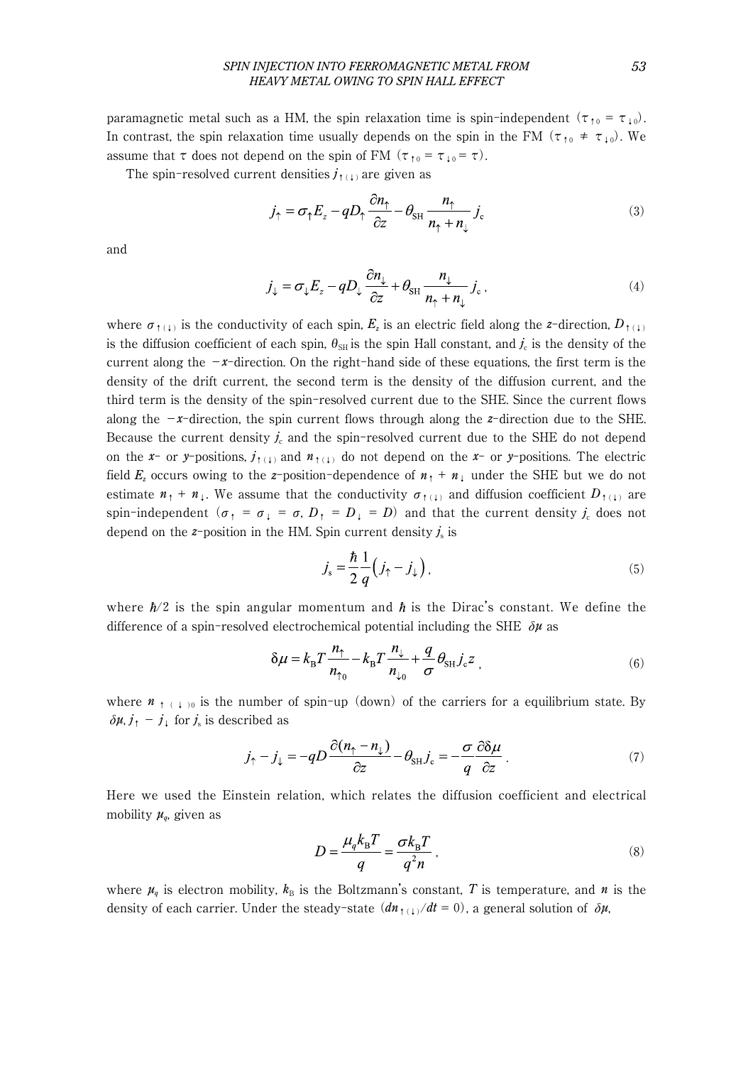paramagnetic metal such as a HM, the spin relaxation time is spin-independent ($\tau_{\uparrow 0} = \tau_{\downarrow 0}$). In contrast, the spin relaxation time usually depends on the spin in the FM ($\tau_{\uparrow 0} \neq \tau_{\downarrow 0}$). We assume that $\tau$ does not depend on the spin of FM ($\tau_{\uparrow 0} = \tau_{\downarrow 0} = \tau$).

The spin-resolved current densities $j_{\uparrow(\downarrow)}$ are given as

$$j_{\uparrow} = \sigma_{\uparrow} E_z - qD_{\uparrow} \frac{\partial n_{\uparrow}}{\partial z} - \theta_{\mathrm{SH}} \frac{n_{\uparrow}}{n_{\uparrow} + n_{\downarrow}} j_{\mathrm{c}} \tag{3}$$

and

$$j_{\downarrow} = \sigma_{\downarrow} E_z - qD_{\downarrow} \frac{\partial n_{\downarrow}}{\partial z} + \theta_{\mathrm{SH}} \frac{n_{\downarrow}}{n_{\uparrow} + n_{\downarrow}} j_{\mathrm{c}}\,, \tag{4}$$

where $\sigma_{\uparrow(\downarrow)}$ is the conductivity of each spin, $E_z$ is an electric field along the $z$-direction, $D_{\uparrow(\downarrow)}$ is the diffusion coefficient of each spin, $\theta_{\mathrm{SH}}$ is the spin Hall constant, and $j_{\mathrm{c}}$ is the density of the current along the $-x$-direction. On the right-hand side of these equations, the first term is the density of the drift current, the second term is the density of the diffusion current, and the third term is the density of the spin-resolved current due to the SHE. Since the current flows along the $-x$-direction, the spin current flows through along the $z$-direction due to the SHE. Because the current density $j_{\mathrm{c}}$ and the spin-resolved current due to the SHE do not depend on the $x$- or $y$-positions, $j_{\uparrow(\downarrow)}$ and $n_{\uparrow(\downarrow)}$ do not depend on the $x$- or $y$-positions. The electric field $E_z$ occurs owing to the $z$-position-dependence of $n_{\uparrow} + n_{\downarrow}$ under the SHE but we do not estimate $n_{\uparrow} + n_{\downarrow}$. We assume that the conductivity $\sigma_{\uparrow(\downarrow)}$ and diffusion coefficient $D_{\uparrow(\downarrow)}$ are spin-independent ($\sigma_{\uparrow} = \sigma_{\downarrow} = \sigma$, $D_{\uparrow} = D_{\downarrow} = D$) and that the current density $j_{\mathrm{c}}$ does not depend on the $z$-position in the HM. Spin current density $j_{\mathrm{s}}$ is

$$j_{\mathrm{s}} = \frac{\hbar}{2}\frac{1}{q}\left(j_{\uparrow} - j_{\downarrow}\right), \tag{5}$$

where $\hbar/2$ is the spin angular momentum and $\hbar$ is the Dirac's constant. We define the difference of a spin-resolved electrochemical potential including the SHE $\delta\mu$ as

$$\delta\mu = k_{\mathrm{B}}T\frac{n_{\uparrow}}{n_{\uparrow 0}} - k_{\mathrm{B}}T\frac{n_{\downarrow}}{n_{\downarrow 0}} + \frac{q}{\sigma}\theta_{\mathrm{SH}} j_{\mathrm{c}} z\,, \tag{6}$$

where $n_{\uparrow(\downarrow)0}$ is the number of spin-up (down) of the carriers for a equilibrium state. By $\delta\mu$, $j_{\uparrow} - j_{\downarrow}$ for $j_{\mathrm{s}}$ is described as

$$j_{\uparrow} - j_{\downarrow} = -qD\frac{\partial(n_{\uparrow} - n_{\downarrow})}{\partial z} - \theta_{\mathrm{SH}} j_{\mathrm{c}} = -\frac{\sigma}{q}\frac{\partial \delta\mu}{\partial z}\,. \tag{7}$$

Here we used the Einstein relation, which relates the diffusion coefficient and electrical mobility $\mu_q$, given as

$$D = \frac{\mu_q k_{\mathrm{B}} T}{q} = \frac{\sigma k_{\mathrm{B}} T}{q^2 n}\,, \tag{8}$$

where $\mu_q$ is electron mobility, $k_{\mathrm{B}}$ is the Boltzmann's constant, $T$ is temperature, and $n$ is the density of each carrier. Under the steady-state ($dn_{\uparrow(\downarrow)}/dt = 0$), a general solution of $\delta\mu$,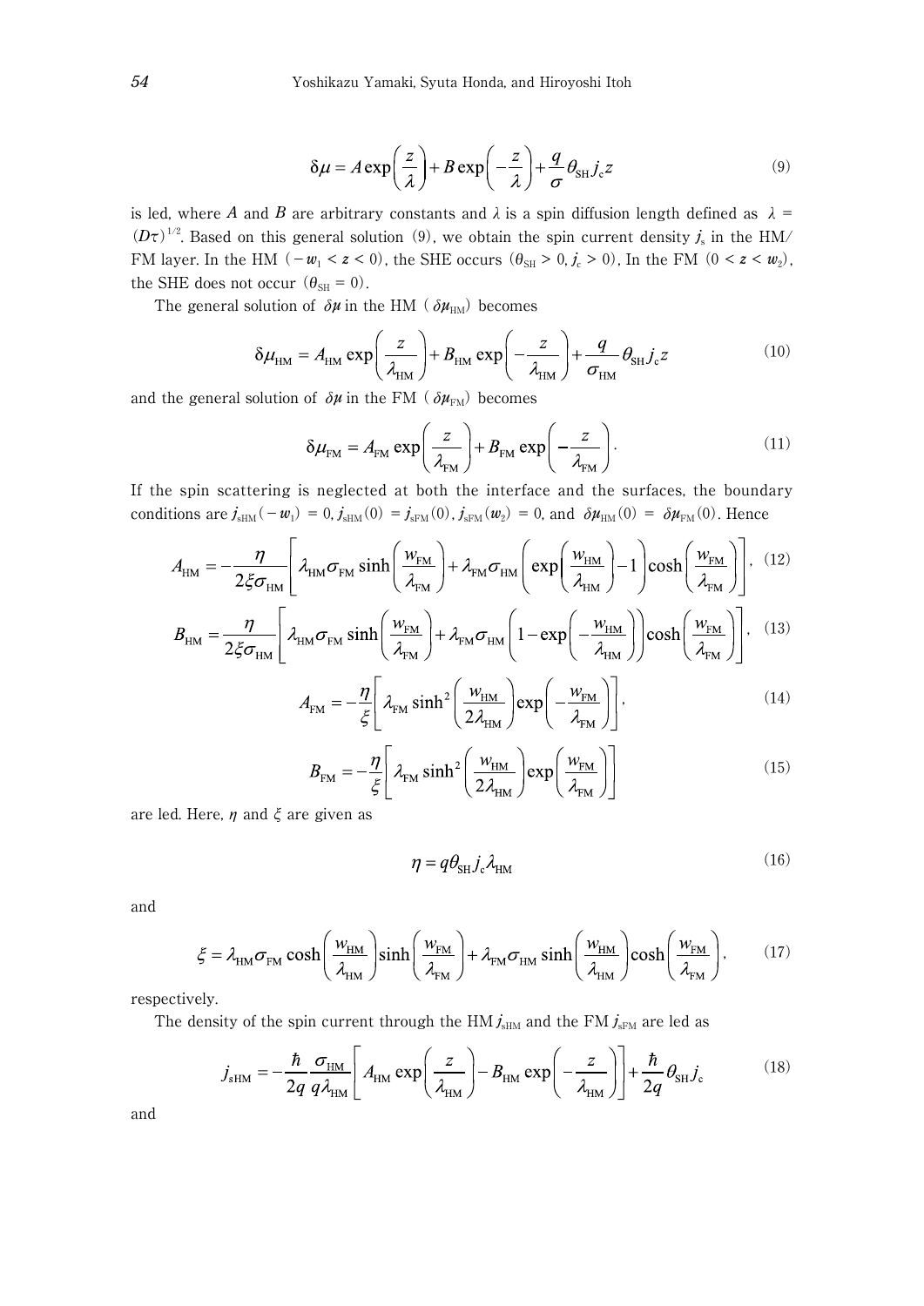$$\delta\mu = A\exp\left(\frac{z}{\lambda}\right) + B\exp\left(-\frac{z}{\lambda}\right) + \frac{q}{\sigma}\theta_{\mathrm{SH}} j_{\mathrm{c}} z \tag{9}$$

is led, where $A$ and $B$ are arbitrary constants and $\lambda$ is a spin diffusion length defined as $\lambda = (D\tau)^{1/2}$. Based on this general solution (9), we obtain the spin current density $j_{\mathrm{s}}$ in the HM/FM layer. In the HM ($-w_1 < z < 0$), the SHE occurs ($\theta_{\mathrm{SH}} > 0, j_{\mathrm{c}} > 0$). In the FM ($0 < z < w_2$), the SHE does not occur ($\theta_{\mathrm{SH}} = 0$).

The general solution of $\delta\mu$ in the HM ($\delta\mu_{\mathrm{HM}}$) becomes

$$\delta\mu_{\mathrm{HM}} = A_{\mathrm{HM}}\exp\left(\frac{z}{\lambda_{\mathrm{HM}}}\right) + B_{\mathrm{HM}}\exp\left(-\frac{z}{\lambda_{\mathrm{HM}}}\right) + \frac{q}{\sigma_{\mathrm{HM}}}\theta_{\mathrm{SH}} j_{\mathrm{c}} z \tag{10}$$

and the general solution of $\delta\mu$ in the FM ($\delta\mu_{\mathrm{FM}}$) becomes

$$\delta\mu_{\mathrm{FM}} = A_{\mathrm{FM}}\exp\left(\frac{z}{\lambda_{\mathrm{FM}}}\right) + B_{\mathrm{FM}}\exp\left(-\frac{z}{\lambda_{\mathrm{FM}}}\right). \tag{11}$$

If the spin scattering is neglected at both the interface and the surfaces, the boundary conditions are $j_{\mathrm{sHM}}(-w_1) = 0$, $j_{\mathrm{sHM}}(0) = j_{\mathrm{sFM}}(0)$, $j_{\mathrm{sFM}}(w_2) = 0$, and $\delta\mu_{\mathrm{HM}}(0) = \delta\mu_{\mathrm{FM}}(0)$. Hence

$$A_{\mathrm{HM}} = -\frac{\eta}{2\xi\sigma_{\mathrm{HM}}}\left[\lambda_{\mathrm{HM}}\sigma_{\mathrm{FM}}\sinh\left(\frac{w_{\mathrm{FM}}}{\lambda_{\mathrm{FM}}}\right) + \lambda_{\mathrm{FM}}\sigma_{\mathrm{HM}}\left(\exp\left(\frac{w_{\mathrm{HM}}}{\lambda_{\mathrm{HM}}}\right) - 1\right)\cosh\left(\frac{w_{\mathrm{FM}}}{\lambda_{\mathrm{FM}}}\right)\right], \tag{12}$$

$$B_{\mathrm{HM}} = \frac{\eta}{2\xi\sigma_{\mathrm{HM}}}\left[\lambda_{\mathrm{HM}}\sigma_{\mathrm{FM}}\sinh\left(\frac{w_{\mathrm{FM}}}{\lambda_{\mathrm{FM}}}\right) + \lambda_{\mathrm{FM}}\sigma_{\mathrm{HM}}\left(1 - \exp\left(-\frac{w_{\mathrm{HM}}}{\lambda_{\mathrm{HM}}}\right)\right)\cosh\left(\frac{w_{\mathrm{FM}}}{\lambda_{\mathrm{FM}}}\right)\right], \tag{13}$$

$$A_{\mathrm{FM}} = -\frac{\eta}{\xi}\left[\lambda_{\mathrm{FM}}\sinh^2\left(\frac{w_{\mathrm{HM}}}{2\lambda_{\mathrm{HM}}}\right)\exp\left(-\frac{w_{\mathrm{FM}}}{\lambda_{\mathrm{FM}}}\right)\right], \tag{14}$$

$$B_{\mathrm{FM}} = -\frac{\eta}{\xi}\left[\lambda_{\mathrm{FM}}\sinh^2\left(\frac{w_{\mathrm{HM}}}{2\lambda_{\mathrm{HM}}}\right)\exp\left(\frac{w_{\mathrm{FM}}}{\lambda_{\mathrm{FM}}}\right)\right] \tag{15}$$

are led. Here, $\eta$ and $\xi$ are given as

$$\eta = q\theta_{\mathrm{SH}} j_{\mathrm{c}} \lambda_{\mathrm{HM}} \tag{16}$$

and

$$\xi = \lambda_{\mathrm{HM}}\sigma_{\mathrm{FM}}\cosh\left(\frac{w_{\mathrm{HM}}}{\lambda_{\mathrm{HM}}}\right)\sinh\left(\frac{w_{\mathrm{FM}}}{\lambda_{\mathrm{FM}}}\right) + \lambda_{\mathrm{FM}}\sigma_{\mathrm{HM}}\sinh\left(\frac{w_{\mathrm{HM}}}{\lambda_{\mathrm{HM}}}\right)\cosh\left(\frac{w_{\mathrm{FM}}}{\lambda_{\mathrm{FM}}}\right), \tag{17}$$

respectively.

The density of the spin current through the HM $j_{\mathrm{sHM}}$ and the FM $j_{\mathrm{sFM}}$ are led as

$$j_{\mathrm{sHM}} = -\frac{\hbar}{2q}\frac{\sigma_{\mathrm{HM}}}{q\lambda_{\mathrm{HM}}}\left[A_{\mathrm{HM}}\exp\left(\frac{z}{\lambda_{\mathrm{HM}}}\right) - B_{\mathrm{HM}}\exp\left(-\frac{z}{\lambda_{\mathrm{HM}}}\right)\right] + \frac{\hbar}{2q}\theta_{\mathrm{SH}} j_{\mathrm{c}} \tag{18}$$

and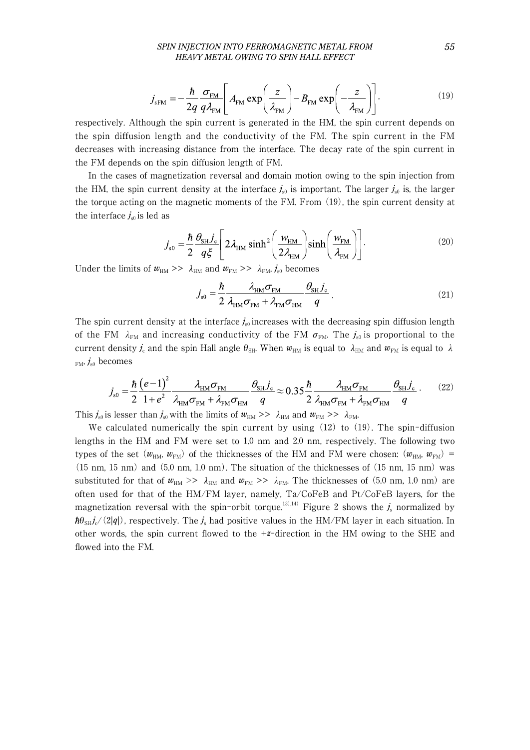$$j_{\mathrm{sFM}} = -\frac{\hbar}{2q}\frac{\sigma_{\mathrm{FM}}}{q\lambda_{\mathrm{FM}}}\left[A_{\mathrm{FM}}\exp\left(\frac{z}{\lambda_{\mathrm{FM}}}\right) - B_{\mathrm{FM}}\exp\left(-\frac{z}{\lambda_{\mathrm{FM}}}\right)\right], \tag{19}$$

respectively. Although the spin current is generated in the HM, the spin current depends on the spin diffusion length and the conductivity of the FM. The spin current in the FM decreases with increasing distance from the interface. The decay rate of the spin current in the FM depends on the spin diffusion length of FM.

In the cases of magnetization reversal and domain motion owing to the spin injection from the HM, the spin current density at the interface $j_{s0}$ is important. The larger $j_{s0}$ is, the larger the torque acting on the magnetic moments of the FM. From (19), the spin current density at the interface $j_{s0}$ is led as

$$j_{s0} = \frac{\hbar}{2}\frac{\theta_{\mathrm{SH}} j_{\mathrm{c}}}{q\xi}\left[2\lambda_{\mathrm{HM}}\sinh^2\left(\frac{w_{\mathrm{HM}}}{2\lambda_{\mathrm{HM}}}\right)\sinh\left(\frac{w_{\mathrm{FM}}}{\lambda_{\mathrm{FM}}}\right)\right]. \tag{20}$$

Under the limits of $w_{\mathrm{HM}} >> \lambda_{\mathrm{HM}}$ and $w_{\mathrm{FM}} >> \lambda_{\mathrm{FM}}$, $j_{s0}$ becomes

$$j_{s0} = \frac{\hbar}{2}\frac{\lambda_{\mathrm{HM}}\sigma_{\mathrm{FM}}}{\lambda_{\mathrm{HM}}\sigma_{\mathrm{FM}} + \lambda_{\mathrm{FM}}\sigma_{\mathrm{HM}}}\frac{\theta_{\mathrm{SH}} j_{\mathrm{c}}}{q}. \tag{21}$$

The spin current density at the interface $j_{s0}$ increases with the decreasing spin diffusion length of the FM $\lambda_{\mathrm{FM}}$ and increasing conductivity of the FM $\sigma_{\mathrm{FM}}$. The $j_{s0}$ is proportional to the current density $j_{\mathrm{c}}$ and the spin Hall angle $\theta_{\mathrm{SH}}$. When $w_{\mathrm{HM}}$ is equal to $\lambda_{\mathrm{HM}}$ and $w_{\mathrm{FM}}$ is equal to $\lambda_{\mathrm{FM}}$, $j_{s0}$ becomes

$$j_{s0} = \frac{\hbar}{2}\frac{(e-1)^2}{1+e^2}\frac{\lambda_{\mathrm{HM}}\sigma_{\mathrm{FM}}}{\lambda_{\mathrm{HM}}\sigma_{\mathrm{FM}} + \lambda_{\mathrm{FM}}\sigma_{\mathrm{HM}}}\frac{\theta_{\mathrm{SH}} j_{\mathrm{c}}}{q} \approx 0.35\frac{\hbar}{2}\frac{\lambda_{\mathrm{HM}}\sigma_{\mathrm{FM}}}{\lambda_{\mathrm{HM}}\sigma_{\mathrm{FM}} + \lambda_{\mathrm{FM}}\sigma_{\mathrm{HM}}}\frac{\theta_{\mathrm{SH}} j_{\mathrm{c}}}{q}. \tag{22}$$

This $j_{s0}$ is lesser than $j_{s0}$ with the limits of $w_{\mathrm{HM}} >> \lambda_{\mathrm{HM}}$ and $w_{\mathrm{FM}} >> \lambda_{\mathrm{FM}}$.

We calculated numerically the spin current by using (12) to (19). The spin-diffusion lengths in the HM and FM were set to 1.0 nm and 2.0 nm, respectively. The following two types of the set ($w_{\mathrm{HM}}$, $w_{\mathrm{FM}}$) of the thicknesses of the HM and FM were chosen: ($w_{\mathrm{HM}}$, $w_{\mathrm{FM}}$) = (15 nm, 15 nm) and (5.0 nm, 1.0 nm). The situation of the thicknesses of (15 nm, 15 nm) was substituted for that of $w_{\mathrm{HM}} >> \lambda_{\mathrm{HM}}$ and $w_{\mathrm{FM}} >> \lambda_{\mathrm{FM}}$. The thicknesses of (5.0 nm, 1.0 nm) are often used for that of the HM/FM layer, namely, Ta/CoFeB and Pt/CoFeB layers, for the magnetization reversal with the spin-orbit torque.[13),14)] Figure 2 shows the $j_s$ normalized by $\hbar\theta_{\mathrm{SH}} j_{\mathrm{c}}/(2|q|)$, respectively. The $j_s$ had positive values in the HM/FM layer in each situation. In other words, the spin current flowed to the $+z$-direction in the HM owing to the SHE and flowed into the FM.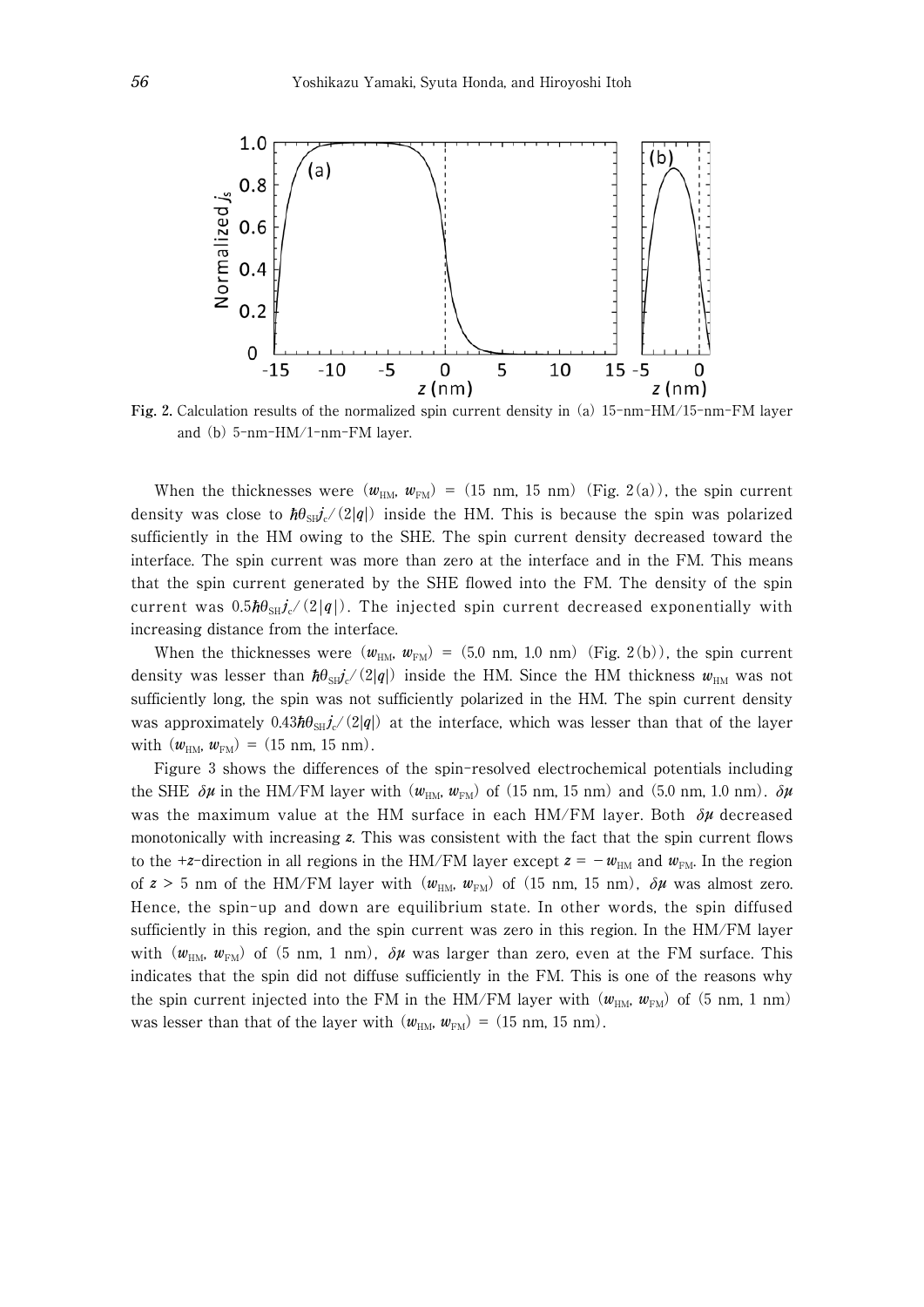**Fig. 2.** Calculation results of the normalized spin current density in (a) 15-nm-HM/15-nm-FM layer and (b) 5-nm-HM/1-nm-FM layer.

When the thicknesses were $(w_{\mathrm{HM}}, w_{\mathrm{FM}})$ = (15 nm, 15 nm) (Fig. 2(a)), the spin current density was close to $\hbar\theta_{\mathrm{SH}}j_c/(2|q|)$ inside the HM. This is because the spin was polarized sufficiently in the HM owing to the SHE. The spin current density decreased toward the interface. The spin current was more than zero at the interface and in the FM. This means that the spin current generated by the SHE flowed into the FM. The density of the spin current was $0.5\hbar\theta_{\mathrm{SH}}j_c/(2|q|)$. The injected spin current decreased exponentially with increasing distance from the interface.

When the thicknesses were $(w_{\mathrm{HM}}, w_{\mathrm{FM}})$ = (5.0 nm, 1.0 nm) (Fig. 2(b)), the spin current density was lesser than $\hbar\theta_{\mathrm{SH}}j_c/(2|q|)$ inside the HM. Since the HM thickness $w_{\mathrm{HM}}$ was not sufficiently long, the spin was not sufficiently polarized in the HM. The spin current density was approximately $0.43\hbar\theta_{\mathrm{SH}}j_c/(2|q|)$ at the interface, which was lesser than that of the layer with $(w_{\mathrm{HM}}, w_{\mathrm{FM}})$ = (15 nm, 15 nm).

Figure 3 shows the differences of the spin-resolved electrochemical potentials including the SHE $\delta\mu$ in the HM/FM layer with $(w_{\mathrm{HM}}, w_{\mathrm{FM}})$ of (15 nm, 15 nm) and (5.0 nm, 1.0 nm). $\delta\mu$ was the maximum value at the HM surface in each HM/FM layer. Both $\delta\mu$ decreased monotonically with increasing $z$. This was consistent with the fact that the spin current flows to the $+z$-direction in all regions in the HM/FM layer except $z = -w_{\mathrm{HM}}$ and $w_{\mathrm{FM}}$. In the region of $z > 5$ nm of the HM/FM layer with $(w_{\mathrm{HM}}, w_{\mathrm{FM}})$ of (15 nm, 15 nm), $\delta\mu$ was almost zero. Hence, the spin-up and down are equilibrium state. In other words, the spin diffused sufficiently in this region, and the spin current was zero in this region. In the HM/FM layer with $(w_{\mathrm{HM}}, w_{\mathrm{FM}})$ of (5 nm, 1 nm), $\delta\mu$ was larger than zero, even at the FM surface. This indicates that the spin did not diffuse sufficiently in the FM. This is one of the reasons why the spin current injected into the FM in the HM/FM layer with $(w_{\mathrm{HM}}, w_{\mathrm{FM}})$ of (5 nm, 1 nm) was lesser than that of the layer with $(w_{\mathrm{HM}}, w_{\mathrm{FM}})$ = (15 nm, 15 nm).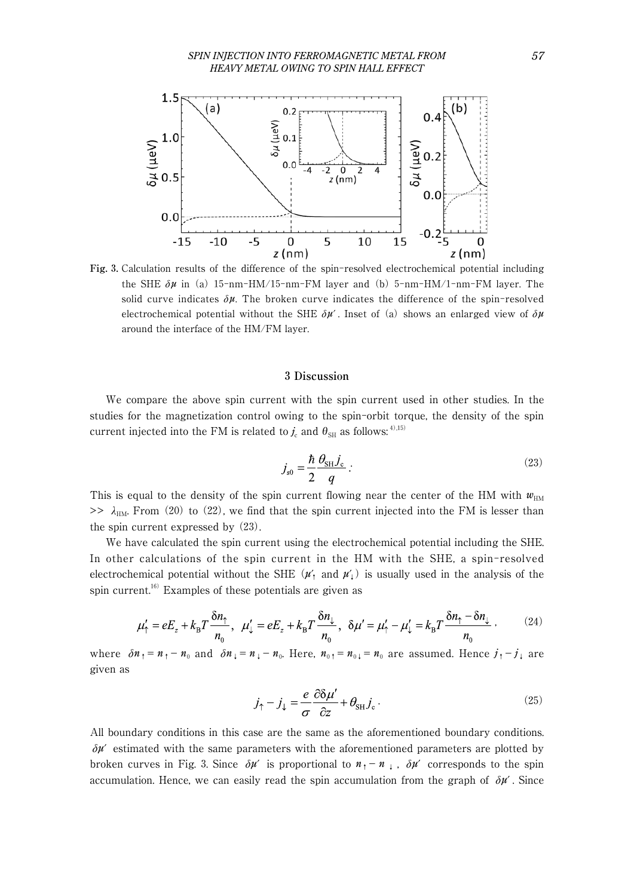**Fig. 3.** Calculation results of the difference of the spin-resolved electrochemical potential including the SHE $\delta\mu$ in (a) 15-nm-HM/15-nm-FM layer and (b) 5-nm-HM/1-nm-FM layer. The solid curve indicates $\delta\mu$. The broken curve indicates the difference of the spin-resolved electrochemical potential without the SHE $\delta\mu'$. Inset of (a) shows an enlarged view of $\delta\mu$ around the interface of the HM/FM layer.

## 3 Discussion

We compare the above spin current with the spin current used in other studies. In the studies for the magnetization control owing to the spin-orbit torque, the density of the spin current injected into the FM is related to $j_c$ and $\theta_{SH}$ as follows:[4),15)]

$$j_{s0} = \frac{\hbar}{2}\frac{\theta_{SH} j_c}{q}\,. \tag{23}$$

This is equal to the density of the spin current flowing near the center of the HM with $w_{HM} >> \lambda_{HM}$. From (20) to (22), we find that the spin current injected into the FM is lesser than the spin current expressed by (23).

We have calculated the spin current using the electrochemical potential including the SHE. In other calculations of the spin current in the HM with the SHE, a spin-resolved electrochemical potential without the SHE ($\mu'_\uparrow$ and $\mu'_\downarrow$) is usually used in the analysis of the spin current.[16)] Examples of these potentials are given as

$$\mu'_\uparrow = eE_z + k_B T\frac{\delta n_\uparrow}{n_0},\;\; \mu'_\downarrow = eE_z + k_B T\frac{\delta n_\downarrow}{n_0},\;\; \delta\mu' = \mu'_\uparrow - \mu'_\downarrow = k_B T\frac{\delta n_\uparrow - \delta n_\downarrow}{n_0}\,, \tag{24}$$

where $\delta n_\uparrow = n_\uparrow - n_0$ and $\delta n_\downarrow = n_\downarrow - n_0$. Here, $n_{0\uparrow} = n_{0\downarrow} = n_0$ are assumed. Hence $j_\uparrow - j_\downarrow$ are given as

$$j_\uparrow - j_\downarrow = \frac{e}{\sigma}\frac{\partial \delta\mu'}{\partial z} + \theta_{SH} j_c\,. \tag{25}$$

All boundary conditions in this case are the same as the aforementioned boundary conditions. $\delta\mu'$ estimated with the same parameters with the aforementioned parameters are plotted by broken curves in Fig. 3. Since $\delta\mu'$ is proportional to $n_\uparrow - n_\downarrow$, $\delta\mu'$ corresponds to the spin accumulation. Hence, we can easily read the spin accumulation from the graph of $\delta\mu'$. Since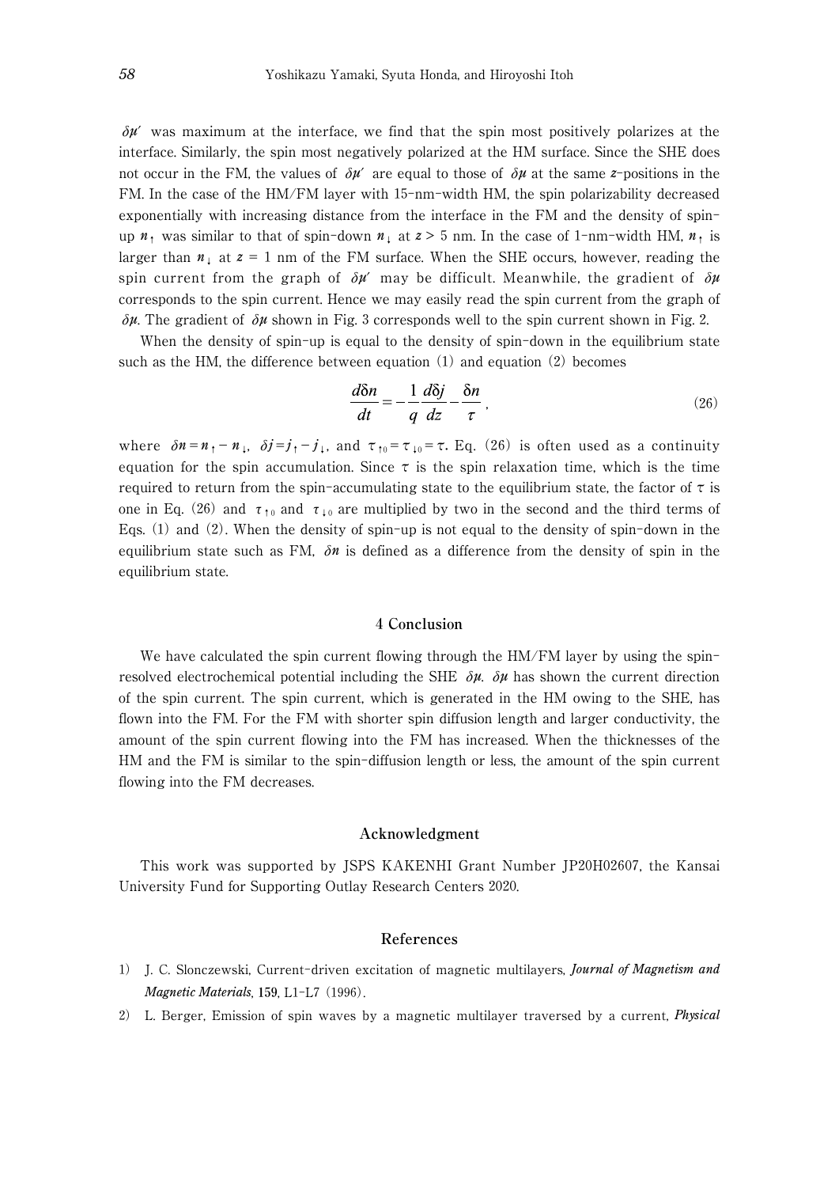$\delta\mu'$ was maximum at the interface, we find that the spin most positively polarizes at the interface. Similarly, the spin most negatively polarized at the HM surface. Since the SHE does not occur in the FM, the values of $\delta\mu'$ are equal to those of $\delta\mu$ at the same $z$-positions in the FM. In the case of the HM/FM layer with 15-nm-width HM, the spin polarizability decreased exponentially with increasing distance from the interface in the FM and the density of spin-up $n_{\uparrow}$ was similar to that of spin-down $n_{\downarrow}$ at $z > 5$ nm. In the case of 1-nm-width HM, $n_{\uparrow}$ is larger than $n_{\downarrow}$ at $z = 1$ nm of the FM surface. When the SHE occurs, however, reading the spin current from the graph of $\delta\mu'$ may be difficult. Meanwhile, the gradient of $\delta\mu$ corresponds to the spin current. Hence we may easily read the spin current from the graph of $\delta\mu$. The gradient of $\delta\mu$ shown in Fig. 3 corresponds well to the spin current shown in Fig. 2.

When the density of spin-up is equal to the density of spin-down in the equilibrium state such as the HM, the difference between equation (1) and equation (2) becomes

$$\frac{d\delta n}{dt} = -\frac{1}{q}\frac{d\delta j}{dz} - \frac{\delta n}{\tau}, \tag{26}$$

where $\delta n = n_{\uparrow} - n_{\downarrow}$, $\delta j = j_{\uparrow} - j_{\downarrow}$, and $\tau_{\uparrow 0} = \tau_{\downarrow 0} = \tau$. Eq. (26) is often used as a continuity equation for the spin accumulation. Since $\tau$ is the spin relaxation time, which is the time required to return from the spin-accumulating state to the equilibrium state, the factor of $\tau$ is one in Eq. (26) and $\tau_{\uparrow 0}$ and $\tau_{\downarrow 0}$ are multiplied by two in the second and the third terms of Eqs. (1) and (2). When the density of spin-up is not equal to the density of spin-down in the equilibrium state such as FM, $\delta n$ is defined as a difference from the density of spin in the equilibrium state.

## 4 Conclusion

We have calculated the spin current flowing through the HM/FM layer by using the spin-resolved electrochemical potential including the SHE $\delta\mu$. $\delta\mu$ has shown the current direction of the spin current. The spin current, which is generated in the HM owing to the SHE, has flown into the FM. For the FM with shorter spin diffusion length and larger conductivity, the amount of the spin current flowing into the FM has increased. When the thicknesses of the HM and the FM is similar to the spin-diffusion length or less, the amount of the spin current flowing into the FM decreases.

## Acknowledgment

This work was supported by JSPS KAKENHI Grant Number JP20H02607, the Kansai University Fund for Supporting Outlay Research Centers 2020.

## References

1) J. C. Slonczewski, Current-driven excitation of magnetic multilayers, *Journal of Magnetism and Magnetic Materials*, **159**, L1-L7 (1996).
2) L. Berger, Emission of spin waves by a magnetic multilayer traversed by a current, *Physical*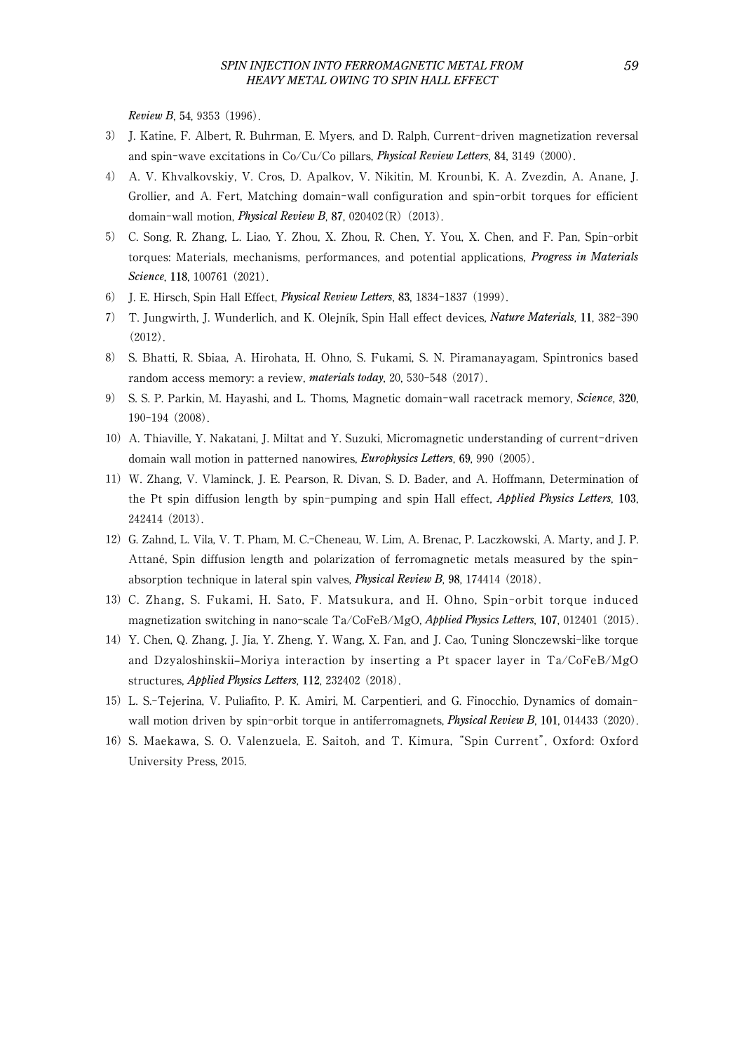*Review B*, **54**, 9353 (1996).

3) J. Katine, F. Albert, R. Buhrman, E. Myers, and D. Ralph, Current-driven magnetization reversal and spin-wave excitations in Co/Cu/Co pillars, ***Physical Review Letters***, **84**, 3149 (2000).

4) A. V. Khvalkovskiy, V. Cros, D. Apalkov, V. Nikitin, M. Krounbi, K. A. Zvezdin, A. Anane, J. Grollier, and A. Fert, Matching domain-wall configuration and spin-orbit torques for efficient domain-wall motion, ***Physical Review B***, **87**, 020402(R) (2013).

5) C. Song, R. Zhang, L. Liao, Y. Zhou, X. Zhou, R. Chen, Y. You, X. Chen, and F. Pan, Spin-orbit torques: Materials, mechanisms, performances, and potential applications, ***Progress in Materials Science***, **118**, 100761 (2021).

6) J. E. Hirsch, Spin Hall Effect, ***Physical Review Letters***, **83**, 1834-1837 (1999).

7) T. Jungwirth, J. Wunderlich, and K. Olejník, Spin Hall effect devices, ***Nature Materials***, **11**, 382-390 (2012).

8) S. Bhatti, R. Sbiaa, A. Hirohata, H. Ohno, S. Fukami, S. N. Piramanayagam, Spintronics based random access memory: a review, ***materials today***, 20, 530-548 (2017).

9) S. S. P. Parkin, M. Hayashi, and L. Thoms, Magnetic domain-wall racetrack memory, ***Science***, **320**, 190-194 (2008).

10) A. Thiaville, Y. Nakatani, J. Miltat and Y. Suzuki, Micromagnetic understanding of current-driven domain wall motion in patterned nanowires, ***Europhysics Letters***, **69**, 990 (2005).

11) W. Zhang, V. Vlaminck, J. E. Pearson, R. Divan, S. D. Bader, and A. Hoffmann, Determination of the Pt spin diffusion length by spin-pumping and spin Hall effect, ***Applied Physics Letters***, **103**, 242414 (2013).

12) G. Zahnd, L. Vila, V. T. Pham, M. C.-Cheneau, W. Lim, A. Brenac, P. Laczkowski, A. Marty, and J. P. Attané, Spin diffusion length and polarization of ferromagnetic metals measured by the spin-absorption technique in lateral spin valves, ***Physical Review B***, **98**, 174414 (2018).

13) C. Zhang, S. Fukami, H. Sato, F. Matsukura, and H. Ohno, Spin-orbit torque induced magnetization switching in nano-scale Ta/CoFeB/MgO, ***Applied Physics Letters***, **107**, 012401 (2015).

14) Y. Chen, Q. Zhang, J. Jia, Y. Zheng, Y. Wang, X. Fan, and J. Cao, Tuning Slonczewski-like torque and Dzyaloshinskii–Moriya interaction by inserting a Pt spacer layer in Ta/CoFeB/MgO structures, ***Applied Physics Letters***, **112**, 232402 (2018).

15) L. S.-Tejerina, V. Puliafito, P. K. Amiri, M. Carpentieri, and G. Finocchio, Dynamics of domain-wall motion driven by spin-orbit torque in antiferromagnets, ***Physical Review B***, **101**, 014433 (2020).

16) S. Maekawa, S. O. Valenzuela, E. Saitoh, and T. Kimura, "Spin Current", Oxford: Oxford University Press, 2015.